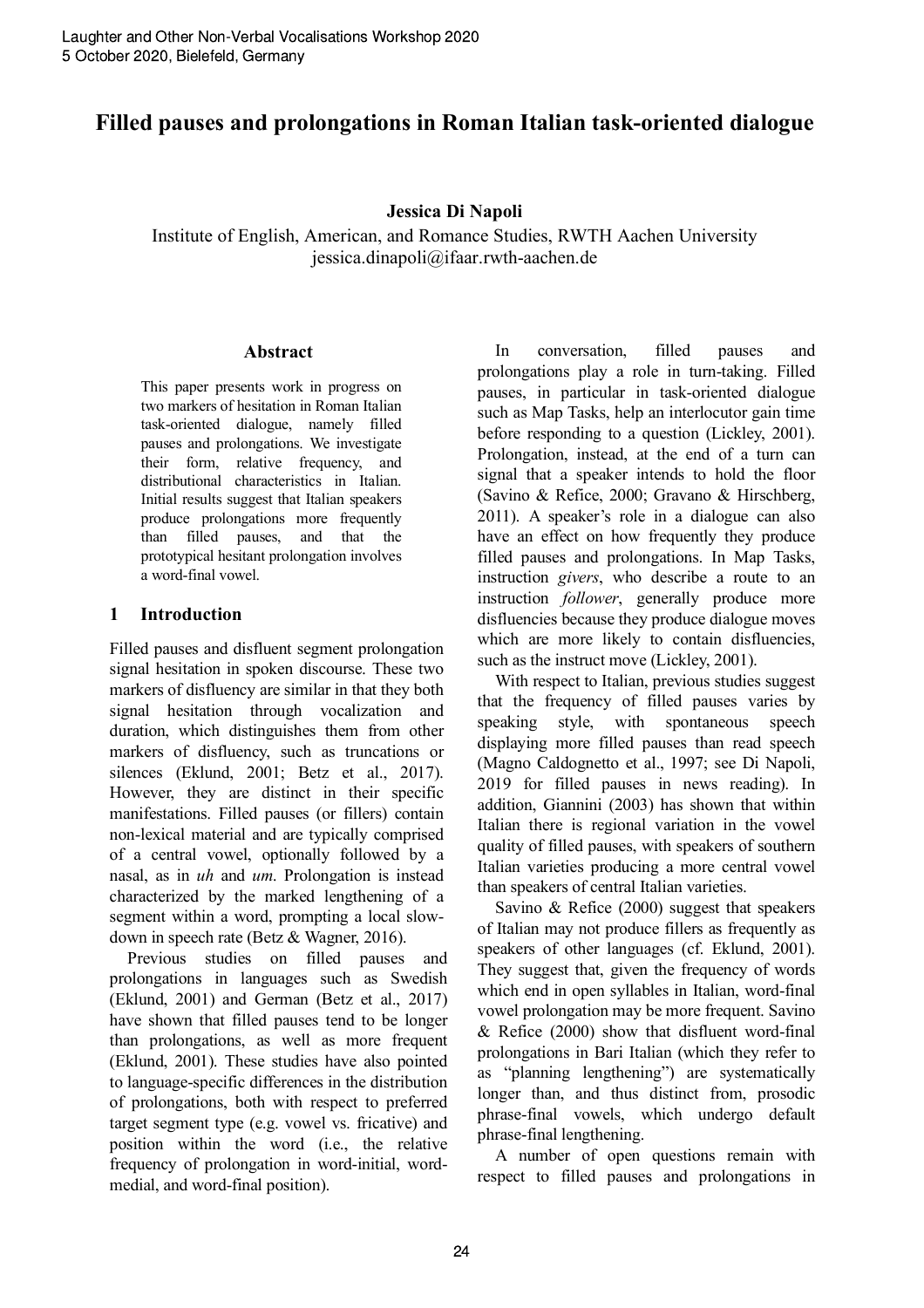# Filled pauses and prolongations in Roman Italian task-oriented dialogue

**Jessica Di Napoli**

Institute of English, American, and Romance Studies, RWTH Aachen University
jessica.dinapoli@ifaar.rwth-aachen.de

## Abstract

This paper presents work in progress on two markers of hesitation in Roman Italian task-oriented dialogue, namely filled pauses and prolongations. We investigate their form, relative frequency, and distributional characteristics in Italian. Initial results suggest that Italian speakers produce prolongations more frequently than filled pauses, and that the prototypical hesitant prolongation involves a word-final vowel.

## 1 Introduction

Filled pauses and disfluent segment prolongation signal hesitation in spoken discourse. These two markers of disfluency are similar in that they both signal hesitation through vocalization and duration, which distinguishes them from other markers of disfluency, such as truncations or silences (Eklund, 2001; Betz et al., 2017). However, they are distinct in their specific manifestations. Filled pauses (or fillers) contain non-lexical material and are typically comprised of a central vowel, optionally followed by a nasal, as in *uh* and *um*. Prolongation is instead characterized by the marked lengthening of a segment within a word, prompting a local slow-down in speech rate (Betz & Wagner, 2016).

Previous studies on filled pauses and prolongations in languages such as Swedish (Eklund, 2001) and German (Betz et al., 2017) have shown that filled pauses tend to be longer than prolongations, as well as more frequent (Eklund, 2001). These studies have also pointed to language-specific differences in the distribution of prolongations, both with respect to preferred target segment type (e.g. vowel vs. fricative) and position within the word (i.e., the relative frequency of prolongation in word-initial, word-medial, and word-final position).

In conversation, filled pauses and prolongations play a role in turn-taking. Filled pauses, in particular in task-oriented dialogue such as Map Tasks, help an interlocutor gain time before responding to a question (Lickley, 2001). Prolongation, instead, at the end of a turn can signal that a speaker intends to hold the floor (Savino & Refice, 2000; Gravano & Hirschberg, 2011). A speaker's role in a dialogue can also have an effect on how frequently they produce filled pauses and prolongations. In Map Tasks, instruction *givers*, who describe a route to an instruction *follower*, generally produce more disfluencies because they produce dialogue moves which are more likely to contain disfluencies, such as the instruct move (Lickley, 2001).

With respect to Italian, previous studies suggest that the frequency of filled pauses varies by speaking style, with spontaneous speech displaying more filled pauses than read speech (Magno Caldognetto et al., 1997; see Di Napoli, 2019 for filled pauses in news reading). In addition, Giannini (2003) has shown that within Italian there is regional variation in the vowel quality of filled pauses, with speakers of southern Italian varieties producing a more central vowel than speakers of central Italian varieties.

Savino & Refice (2000) suggest that speakers of Italian may not produce fillers as frequently as speakers of other languages (cf. Eklund, 2001). They suggest that, given the frequency of words which end in open syllables in Italian, word-final vowel prolongation may be more frequent. Savino & Refice (2000) show that disfluent word-final prolongations in Bari Italian (which they refer to as "planning lengthening") are systematically longer than, and thus distinct from, prosodic phrase-final vowels, which undergo default phrase-final lengthening.

A number of open questions remain with respect to filled pauses and prolongations in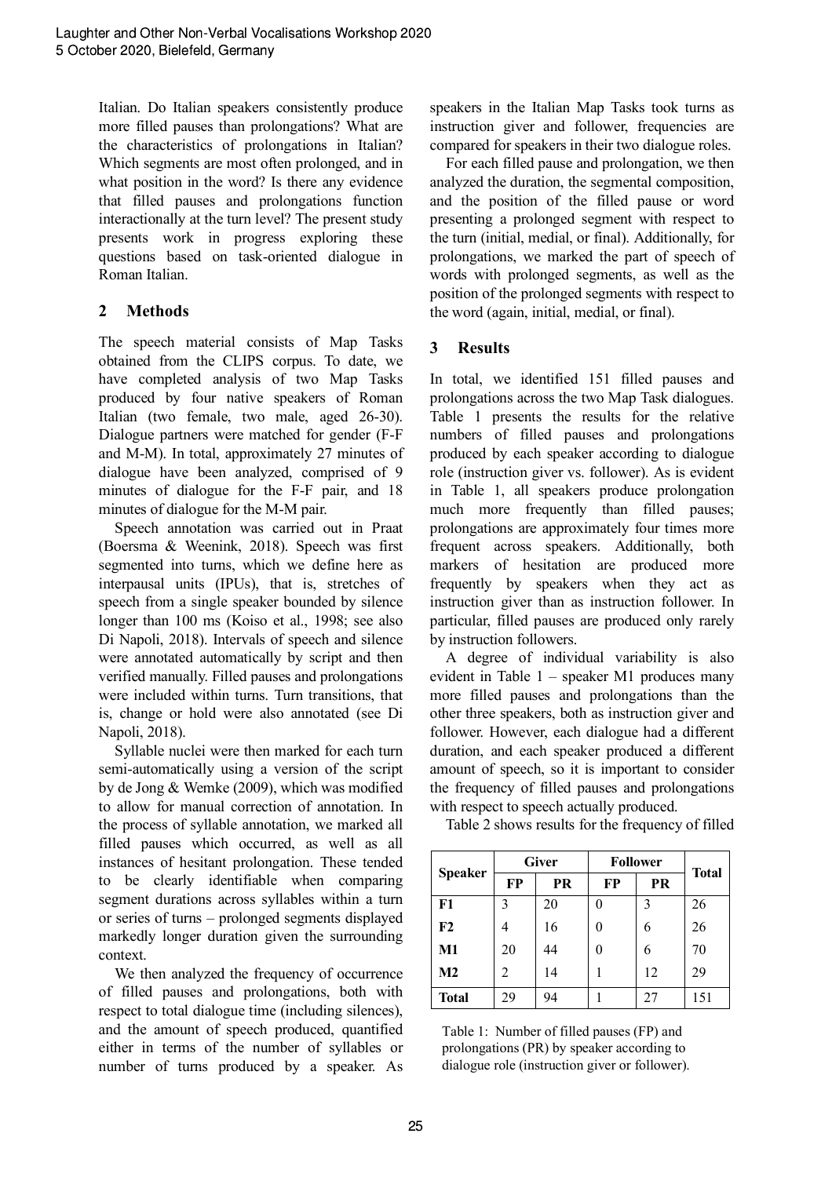Italian. Do Italian speakers consistently produce more filled pauses than prolongations? What are the characteristics of prolongations in Italian? Which segments are most often prolonged, and in what position in the word? Is there any evidence that filled pauses and prolongations function interactionally at the turn level? The present study presents work in progress exploring these questions based on task-oriented dialogue in Roman Italian.

## 2 Methods

The speech material consists of Map Tasks obtained from the CLIPS corpus. To date, we have completed analysis of two Map Tasks produced by four native speakers of Roman Italian (two female, two male, aged 26-30). Dialogue partners were matched for gender (F-F and M-M). In total, approximately 27 minutes of dialogue have been analyzed, comprised of 9 minutes of dialogue for the F-F pair, and 18 minutes of dialogue for the M-M pair.

Speech annotation was carried out in Praat (Boersma & Weenink, 2018). Speech was first segmented into turns, which we define here as interpausal units (IPUs), that is, stretches of speech from a single speaker bounded by silence longer than 100 ms (Koiso et al., 1998; see also Di Napoli, 2018). Intervals of speech and silence were annotated automatically by script and then verified manually. Filled pauses and prolongations were included within turns. Turn transitions, that is, change or hold were also annotated (see Di Napoli, 2018).

Syllable nuclei were then marked for each turn semi-automatically using a version of the script by de Jong & Wemke (2009), which was modified to allow for manual correction of annotation. In the process of syllable annotation, we marked all filled pauses which occurred, as well as all instances of hesitant prolongation. These tended to be clearly identifiable when comparing segment durations across syllables within a turn or series of turns – prolonged segments displayed markedly longer duration given the surrounding context.

We then analyzed the frequency of occurrence of filled pauses and prolongations, both with respect to total dialogue time (including silences), and the amount of speech produced, quantified either in terms of the number of syllables or number of turns produced by a speaker. As speakers in the Italian Map Tasks took turns as instruction giver and follower, frequencies are compared for speakers in their two dialogue roles.

For each filled pause and prolongation, we then analyzed the duration, the segmental composition, and the position of the filled pause or word presenting a prolonged segment with respect to the turn (initial, medial, or final). Additionally, for prolongations, we marked the part of speech of words with prolonged segments, as well as the position of the prolonged segments with respect to the word (again, initial, medial, or final).

## 3 Results

In total, we identified 151 filled pauses and prolongations across the two Map Task dialogues. Table 1 presents the results for the relative numbers of filled pauses and prolongations produced by each speaker according to dialogue role (instruction giver vs. follower). As is evident in Table 1, all speakers produce prolongation much more frequently than filled pauses; prolongations are approximately four times more frequent across speakers. Additionally, both markers of hesitation are produced more frequently by speakers when they act as instruction giver than as instruction follower. In particular, filled pauses are produced only rarely by instruction followers.

A degree of individual variability is also evident in Table 1 – speaker M1 produces many more filled pauses and prolongations than the other three speakers, both as instruction giver and follower. However, each dialogue had a different duration, and each speaker produced a different amount of speech, so it is important to consider the frequency of filled pauses and prolongations with respect to speech actually produced.

Table 2 shows results for the frequency of filled

| Speaker | Giver | | Follower | | Total |
|---|---|---|---|---|---|
| | FP | PR | FP | PR | |
| F1 | 3 | 20 | 0 | 3 | 26 |
| F2 | 4 | 16 | 0 | 6 | 26 |
| M1 | 20 | 44 | 0 | 6 | 70 |
| M2 | 2 | 14 | 1 | 12 | 29 |
| Total | 29 | 94 | 1 | 27 | 151 |

Table 1: Number of filled pauses (FP) and prolongations (PR) by speaker according to dialogue role (instruction giver or follower).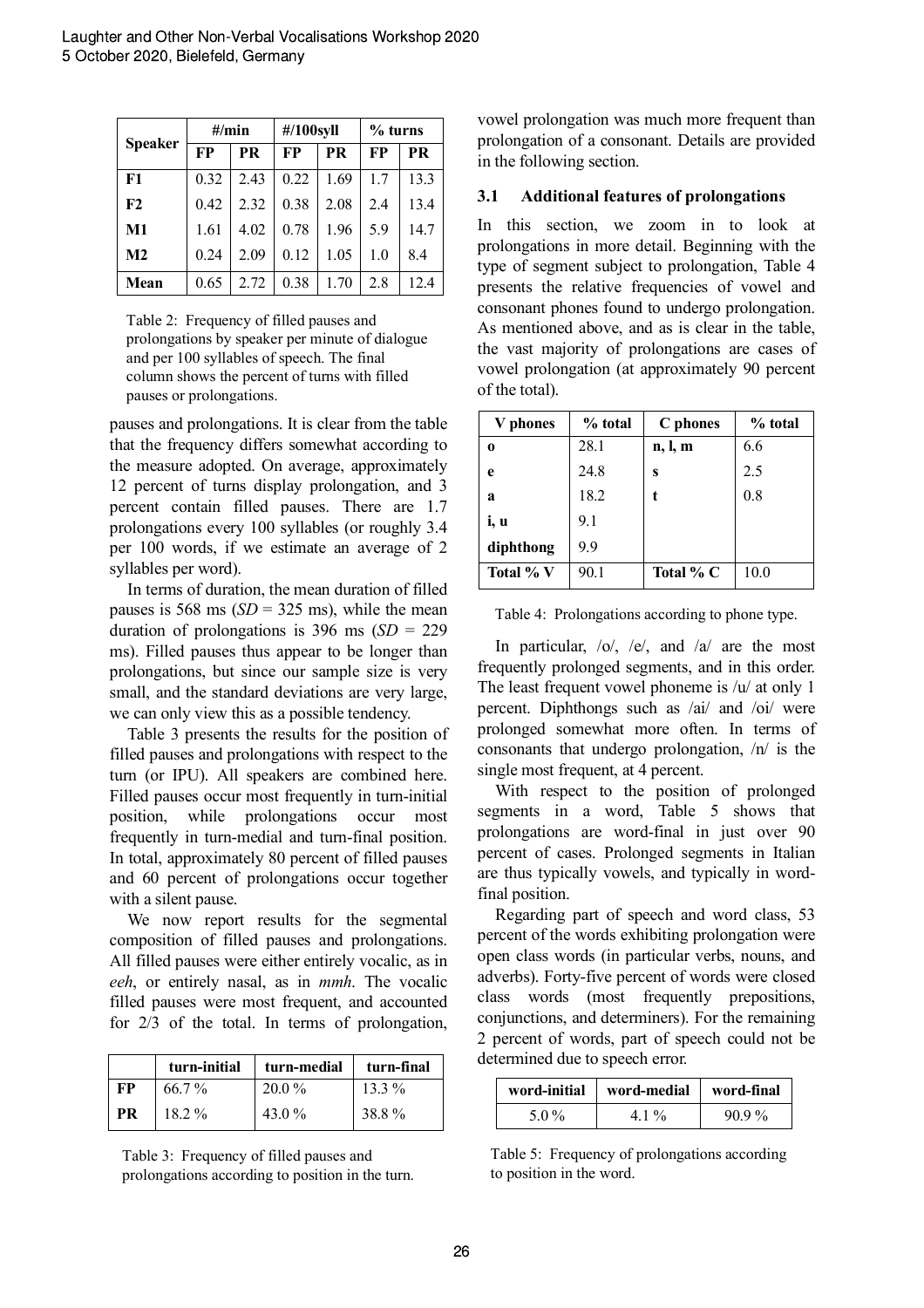| Speaker | #/min | | #/100syll | | % turns | |
|---|---|---|---|---|---|---|
| | FP | PR | FP | PR | FP | PR |
| **F1** | 0.32 | 2.43 | 0.22 | 1.69 | 1.7 | 13.3 |
| **F2** | 0.42 | 2.32 | 0.38 | 2.08 | 2.4 | 13.4 |
| **M1** | 1.61 | 4.02 | 0.78 | 1.96 | 5.9 | 14.7 |
| **M2** | 0.24 | 2.09 | 0.12 | 1.05 | 1.0 | 8.4 |
| **Mean** | 0.65 | 2.72 | 0.38 | 1.70 | 2.8 | 12.4 |

Table 2: Frequency of filled pauses and prolongations by speaker per minute of dialogue and per 100 syllables of speech. The final column shows the percent of turns with filled pauses or prolongations.

pauses and prolongations. It is clear from the table that the frequency differs somewhat according to the measure adopted. On average, approximately 12 percent of turns display prolongation, and 3 percent contain filled pauses. There are 1.7 prolongations every 100 syllables (or roughly 3.4 per 100 words, if we estimate an average of 2 syllables per word).

In terms of duration, the mean duration of filled pauses is 568 ms (*SD* = 325 ms), while the mean duration of prolongations is 396 ms (*SD* = 229 ms). Filled pauses thus appear to be longer than prolongations, but since our sample size is very small, and the standard deviations are very large, we can only view this as a possible tendency.

Table 3 presents the results for the position of filled pauses and prolongations with respect to the turn (or IPU). All speakers are combined here. Filled pauses occur most frequently in turn-initial position, while prolongations occur most frequently in turn-medial and turn-final position. In total, approximately 80 percent of filled pauses and 60 percent of prolongations occur together with a silent pause.

We now report results for the segmental composition of filled pauses and prolongations. All filled pauses were either entirely vocalic, as in *eeh*, or entirely nasal, as in *mmh*. The vocalic filled pauses were most frequent, and accounted for 2/3 of the total. In terms of prolongation,

| | turn-initial | turn-medial | turn-final |
|---|---|---|---|
| **FP** | 66.7 % | 20.0 % | 13.3 % |
| **PR** | 18.2 % | 43.0 % | 38.8 % |

Table 3: Frequency of filled pauses and prolongations according to position in the turn.

vowel prolongation was much more frequent than prolongation of a consonant. Details are provided in the following section.

### 3.1 Additional features of prolongations

In this section, we zoom in to look at prolongations in more detail. Beginning with the type of segment subject to prolongation, Table 4 presents the relative frequencies of vowel and consonant phones found to undergo prolongation. As mentioned above, and as is clear in the table, the vast majority of prolongations are cases of vowel prolongation (at approximately 90 percent of the total).

| V phones | % total | C phones | % total |
|---|---|---|---|
| **o** | 28.1 | **n, l, m** | 6.6 |
| **e** | 24.8 | **s** | 2.5 |
| **a** | 18.2 | **t** | 0.8 |
| **i, u** | 9.1 | | |
| **diphthong** | 9.9 | | |
| **Total % V** | 90.1 | **Total % C** | 10.0 |

Table 4: Prolongations according to phone type.

In particular, /o/, /e/, and /a/ are the most frequently prolonged segments, and in this order. The least frequent vowel phoneme is /u/ at only 1 percent. Diphthongs such as /ai/ and /oi/ were prolonged somewhat more often. In terms of consonants that undergo prolongation, /n/ is the single most frequent, at 4 percent.

With respect to the position of prolonged segments in a word, Table 5 shows that prolongations are word-final in just over 90 percent of cases. Prolonged segments in Italian are thus typically vowels, and typically in word-final position.

Regarding part of speech and word class, 53 percent of the words exhibiting prolongation were open class words (in particular verbs, nouns, and adverbs). Forty-five percent of words were closed class words (most frequently prepositions, conjunctions, and determiners). For the remaining 2 percent of words, part of speech could not be determined due to speech error.

| word-initial | word-medial | word-final |
|---|---|---|
| 5.0 % | 4.1 % | 90.9 % |

Table 5: Frequency of prolongations according to position in the word.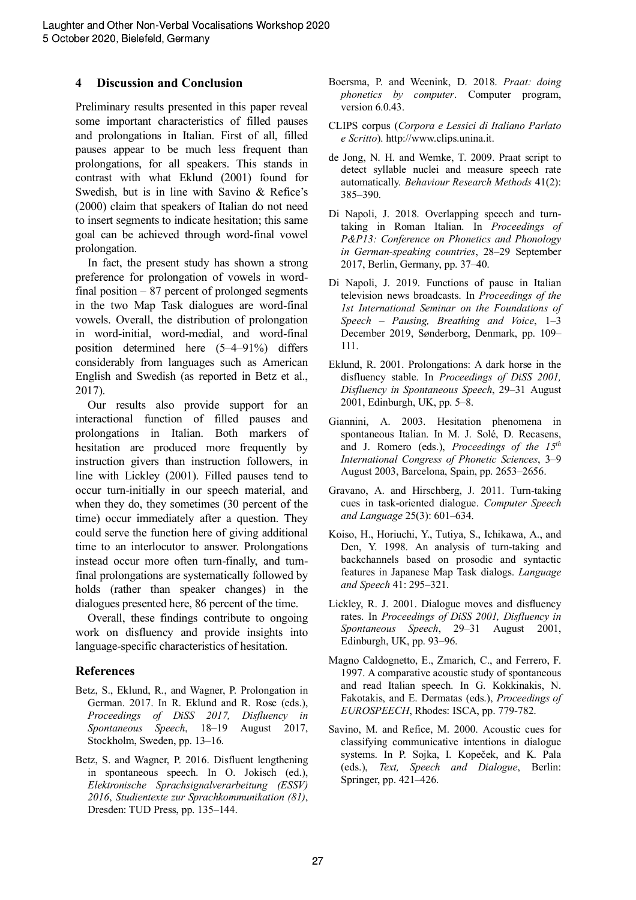## 4 Discussion and Conclusion

Preliminary results presented in this paper reveal some important characteristics of filled pauses and prolongations in Italian. First of all, filled pauses appear to be much less frequent than prolongations, for all speakers. This stands in contrast with what Eklund (2001) found for Swedish, but is in line with Savino & Refice's (2000) claim that speakers of Italian do not need to insert segments to indicate hesitation; this same goal can be achieved through word-final vowel prolongation.

In fact, the present study has shown a strong preference for prolongation of vowels in word-final position – 87 percent of prolonged segments in the two Map Task dialogues are word-final vowels. Overall, the distribution of prolongation in word-initial, word-medial, and word-final position determined here (5–4–91%) differs considerably from languages such as American English and Swedish (as reported in Betz et al., 2017).

Our results also provide support for an interactional function of filled pauses and prolongations in Italian. Both markers of hesitation are produced more frequently by instruction givers than instruction followers, in line with Lickley (2001). Filled pauses tend to occur turn-initially in our speech material, and when they do, they sometimes (30 percent of the time) occur immediately after a question. They could serve the function here of giving additional time to an interlocutor to answer. Prolongations instead occur more often turn-finally, and turn-final prolongations are systematically followed by holds (rather than speaker changes) in the dialogues presented here, 86 percent of the time.

Overall, these findings contribute to ongoing work on disfluency and provide insights into language-specific characteristics of hesitation.

## References

Betz, S., Eklund, R., and Wagner, P. Prolongation in German. 2017. In R. Eklund and R. Rose (eds.), *Proceedings of DiSS 2017, Disfluency in Spontaneous Speech*, 18–19 August 2017, Stockholm, Sweden, pp. 13–16.

Betz, S. and Wagner, P. 2016. Disfluent lengthening in spontaneous speech. In O. Jokisch (ed.), *Elektronische Sprachsignalverarbeitung (ESSV) 2016*, *Studientexte zur Sprachkommunikation (81)*, Dresden: TUD Press, pp. 135–144.

Boersma, P. and Weenink, D. 2018. *Praat: doing phonetics by computer*. Computer program, version 6.0.43.

CLIPS corpus (*Corpora e Lessici di Italiano Parlato e Scritto*). http://www.clips.unina.it.

de Jong, N. H. and Wemke, T. 2009. Praat script to detect syllable nuclei and measure speech rate automatically. *Behaviour Research Methods* 41(2): 385–390.

Di Napoli, J. 2018. Overlapping speech and turn-taking in Roman Italian. In *Proceedings of P&P13: Conference on Phonetics and Phonology in German-speaking countries*, 28–29 September 2017, Berlin, Germany, pp. 37–40.

Di Napoli, J. 2019. Functions of pause in Italian television news broadcasts. In *Proceedings of the 1st International Seminar on the Foundations of Speech – Pausing, Breathing and Voice*, 1–3 December 2019, Sønderborg, Denmark, pp. 109–111.

Eklund, R. 2001. Prolongations: A dark horse in the disfluency stable. In *Proceedings of DiSS 2001, Disfluency in Spontaneous Speech*, 29–31 August 2001, Edinburgh, UK, pp. 5–8.

Giannini, A. 2003. Hesitation phenomena in spontaneous Italian. In M. J. Solé, D. Recasens, and J. Romero (eds.), *Proceedings of the 15th International Congress of Phonetic Sciences*, 3–9 August 2003, Barcelona, Spain, pp. 2653–2656.

Gravano, A. and Hirschberg, J. 2011. Turn-taking cues in task-oriented dialogue. *Computer Speech and Language* 25(3): 601–634.

Koiso, H., Horiuchi, Y., Tutiya, S., Ichikawa, A., and Den, Y. 1998. An analysis of turn-taking and backchannels based on prosodic and syntactic features in Japanese Map Task dialogs. *Language and Speech* 41: 295–321.

Lickley, R. J. 2001. Dialogue moves and disfluency rates. In *Proceedings of DiSS 2001, Disfluency in Spontaneous Speech*, 29–31 August 2001, Edinburgh, UK, pp. 93–96.

Magno Caldognetto, E., Zmarich, C., and Ferrero, F. 1997. A comparative acoustic study of spontaneous and read Italian speech. In G. Kokkinakis, N. Fakotakis, and E. Dermatas (eds.), *Proceedings of EUROSPEECH*, Rhodes: ISCA, pp. 779-782.

Savino, M. and Refice, M. 2000. Acoustic cues for classifying communicative intentions in dialogue systems. In P. Sojka, I. Kopeček, and K. Pala (eds.), *Text, Speech and Dialogue*, Berlin: Springer, pp. 421–426.